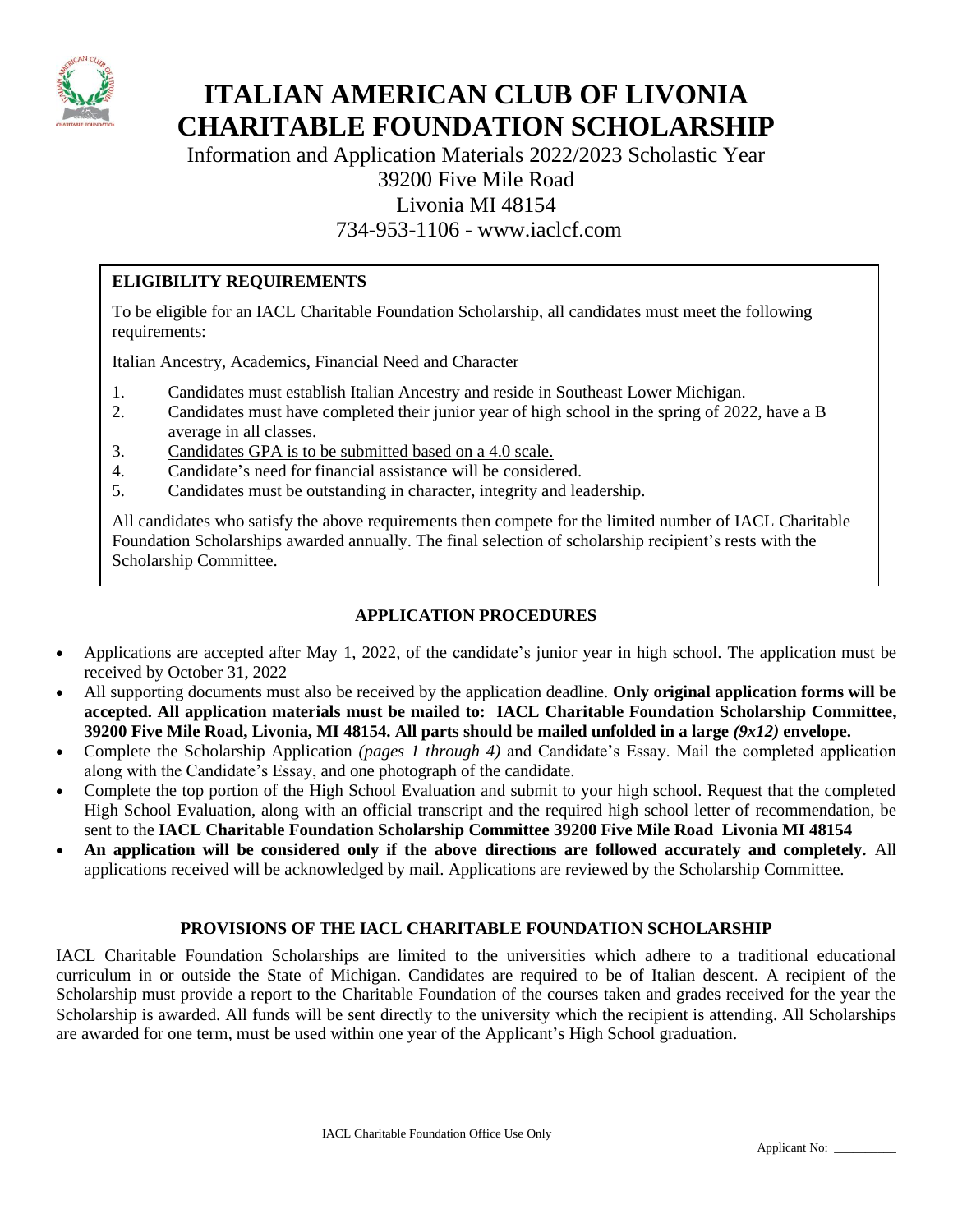# ITALIAN AMERICAN CLUB OF LIVONIA CHARITABLE FOUNDATION SCHOLARSHIP

Information and Application Materials 2022/2023 Scholastic Year
39200 Five Mile Road
Livonia MI 48154
734-953-1106 - www.iaclcf.com

## ELIGIBILITY REQUIREMENTS

To be eligible for an IACL Charitable Foundation Scholarship, all candidates must meet the following requirements:

Italian Ancestry, Academics, Financial Need and Character

1. Candidates must establish Italian Ancestry and reside in Southeast Lower Michigan.
2. Candidates must have completed their junior year of high school in the spring of 2022, have a B average in all classes.
3. Candidates GPA is to be submitted based on a 4.0 scale.
4. Candidate's need for financial assistance will be considered.
5. Candidates must be outstanding in character, integrity and leadership.

All candidates who satisfy the above requirements then compete for the limited number of IACL Charitable Foundation Scholarships awarded annually. The final selection of scholarship recipient's rests with the Scholarship Committee.

## APPLICATION PROCEDURES

- Applications are accepted after May 1, 2022, of the candidate's junior year in high school. The application must be received by October 31, 2022
- All supporting documents must also be received by the application deadline. **Only original application forms will be accepted. All application materials must be mailed to: IACL Charitable Foundation Scholarship Committee, 39200 Five Mile Road, Livonia, MI 48154. All parts should be mailed unfolded in a large *(9x12)* envelope.**
- Complete the Scholarship Application *(pages 1 through 4)* and Candidate's Essay. Mail the completed application along with the Candidate's Essay, and one photograph of the candidate.
- Complete the top portion of the High School Evaluation and submit to your high school. Request that the completed High School Evaluation, along with an official transcript and the required high school letter of recommendation, be sent to the **IACL Charitable Foundation Scholarship Committee 39200 Five Mile Road Livonia MI 48154**
- **An application will be considered only if the above directions are followed accurately and completely.** All applications received will be acknowledged by mail. Applications are reviewed by the Scholarship Committee.

## PROVISIONS OF THE IACL CHARITABLE FOUNDATION SCHOLARSHIP

IACL Charitable Foundation Scholarships are limited to the universities which adhere to a traditional educational curriculum in or outside the State of Michigan. Candidates are required to be of Italian descent. A recipient of the Scholarship must provide a report to the Charitable Foundation of the courses taken and grades received for the year the Scholarship is awarded. All funds will be sent directly to the university which the recipient is attending. All Scholarships are awarded for one term, must be used within one year of the Applicant's High School graduation.

IACL Charitable Foundation Office Use Only

Applicant No: __________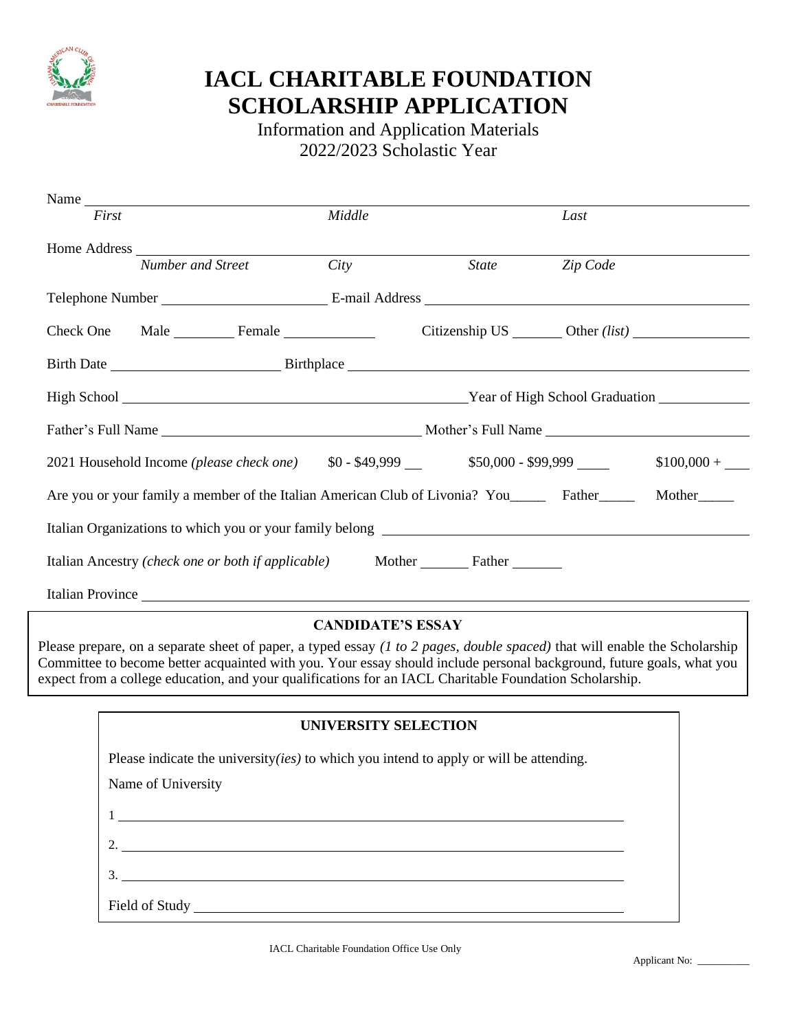# IACL CHARITABLE FOUNDATION SCHOLARSHIP APPLICATION

Information and Application Materials
2022/2023 Scholastic Year

Name ____________________________________________
*First* *Middle* *Last*

Home Address ____________________________________________
*Number and Street* *City* *State* *Zip Code*

Telephone Number ____________________ E-mail Address ____________________

Check One Male ________ Female ____________ Citizenship US _______ Other *(list)* ______________

Birth Date ____________________ Birthplace ____________________

High School ____________________ Year of High School Graduation ____________

Father's Full Name ____________________ Mother's Full Name ____________________

2021 Household Income *(please check one)* $0 - $49,999 __ $50,000 - $99,999 ____ $100,000 + ___

Are you or your family a member of the Italian American Club of Livonia? You_____ Father_____ Mother_____

Italian Organizations to which you or your family belong ____________________

Italian Ancestry *(check one or both if applicable)* Mother _______ Father _______

Italian Province ____________________

## CANDIDATE'S ESSAY

Please prepare, on a separate sheet of paper, a typed essay *(1 to 2 pages, double spaced)* that will enable the Scholarship Committee to become better acquainted with you. Your essay should include personal background, future goals, what you expect from a college education, and your qualifications for an IACL Charitable Foundation Scholarship.

## UNIVERSITY SELECTION

Please indicate the university*(ies)* to which you intend to apply or will be attending.

Name of University

1 ____________________

2. ____________________

3. ____________________

Field of Study ____________________

IACL Charitable Foundation Office Use Only

Applicant No: __________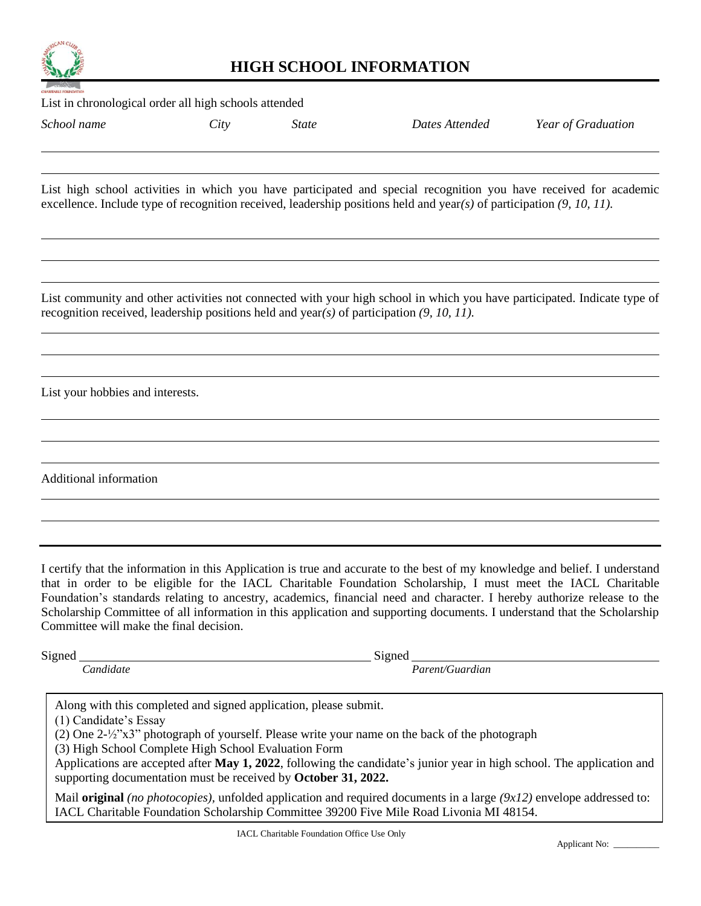# HIGH SCHOOL INFORMATION

List in chronological order all high schools attended

| *School name* | *City* | *State* | *Dates Attended* | *Year of Graduation* |
|---|---|---|---|---|
| | | | | |
| | | | | |

List high school activities in which you have participated and special recognition you have received for academic excellence. Include type of recognition received, leadership positions held and year*(s)* of participation *(9, 10, 11).*

List community and other activities not connected with your high school in which you have participated. Indicate type of recognition received, leadership positions held and year*(s)* of participation *(9, 10, 11).*

List your hobbies and interests.

Additional information

---

I certify that the information in this Application is true and accurate to the best of my knowledge and belief. I understand that in order to be eligible for the IACL Charitable Foundation Scholarship, I must meet the IACL Charitable Foundation's standards relating to ancestry, academics, financial need and character. I hereby authorize release to the Scholarship Committee of all information in this application and supporting documents. I understand that the Scholarship Committee will make the final decision.

Signed ______________________________ Signed ______________________________
*Candidate* *Parent/Guardian*

Along with this completed and signed application, please submit.
(1) Candidate's Essay
(2) One 2-½"x3" photograph of yourself. Please write your name on the back of the photograph
(3) High School Complete High School Evaluation Form
Applications are accepted after **May 1, 2022**, following the candidate's junior year in high school. The application and supporting documentation must be received by **October 31, 2022.**

Mail **original** *(no photocopies)*, unfolded application and required documents in a large *(9x12)* envelope addressed to: IACL Charitable Foundation Scholarship Committee 39200 Five Mile Road Livonia MI 48154.

IACL Charitable Foundation Office Use Only

Applicant No: __________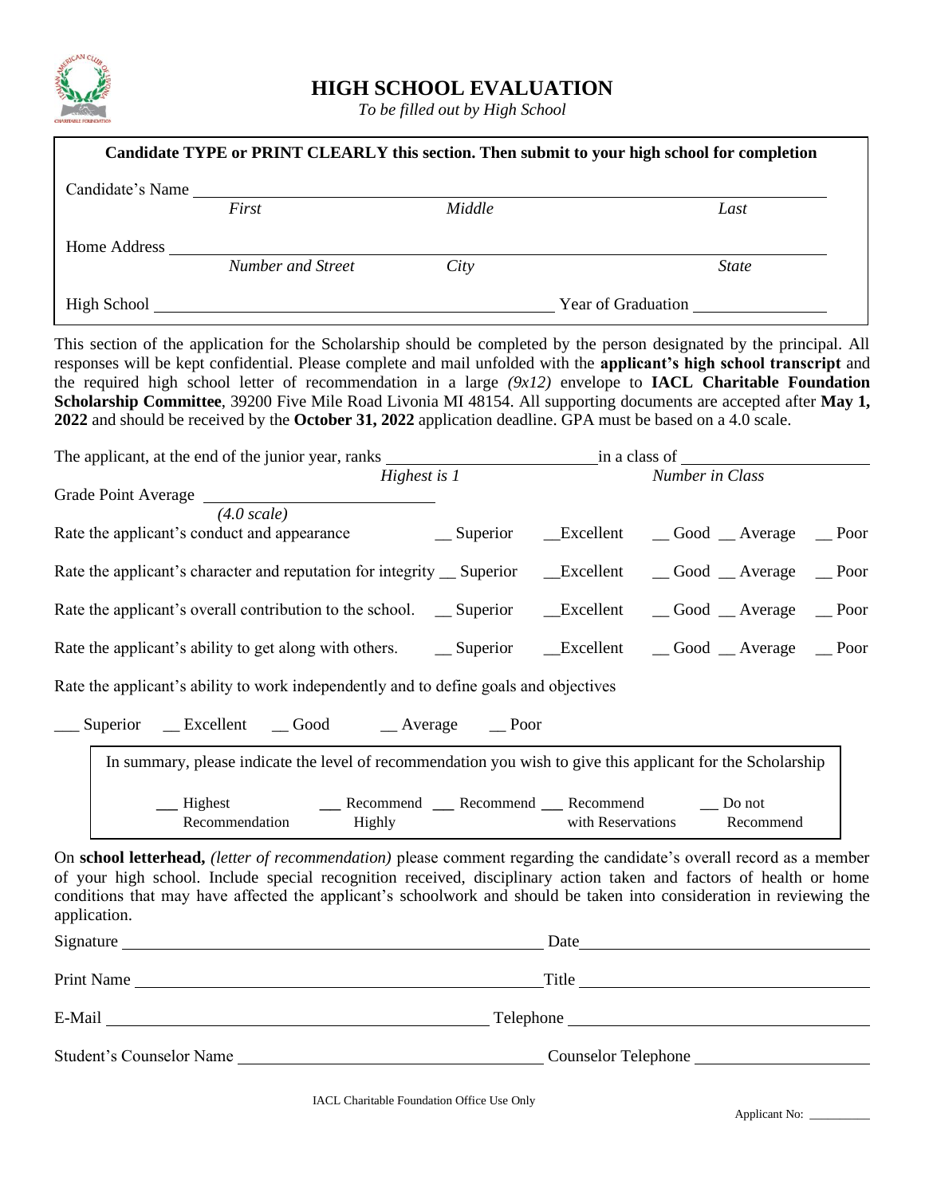# HIGH SCHOOL EVALUATION

*To be filled out by High School*

**Candidate TYPE or PRINT CLEARLY this section. Then submit to your high school for completion**

Candidate's Name ________________________________________________

*First* *Middle* *Last*

Home Address ________________________________________________

*Number and Street* *City* *State*

High School ______________________________ Year of Graduation ______________

This section of the application for the Scholarship should be completed by the person designated by the principal. All responses will be kept confidential. Please complete and mail unfolded with the **applicant's high school transcript** and the required high school letter of recommendation in a large *(9x12)* envelope to **IACL Charitable Foundation Scholarship Committee**, 39200 Five Mile Road Livonia MI 48154. All supporting documents are accepted after **May 1, 2022** and should be received by the **October 31, 2022** application deadline. GPA must be based on a 4.0 scale.

The applicant, at the end of the junior year, ranks ____________________ in a class of ____________________

*Highest is 1* *Number in Class*

Grade Point Average ____________________

*(4.0 scale)*

Rate the applicant's conduct and appearance __ Superior __Excellent __ Good __ Average __ Poor

Rate the applicant's character and reputation for integrity __ Superior __Excellent __ Good __ Average __ Poor

Rate the applicant's overall contribution to the school. __ Superior __Excellent __ Good __ Average __ Poor

Rate the applicant's ability to get along with others. __ Superior __Excellent __ Good __ Average __ Poor

Rate the applicant's ability to work independently and to define goals and objectives

___ Superior __ Excellent __ Good __ Average __ Poor

In summary, please indicate the level of recommendation you wish to give this applicant for the Scholarship

__ Highest Recommendation __ Recommend Highly __ Recommend __ Recommend with Reservations __ Do not Recommend

On **school letterhead,** *(letter of recommendation)* please comment regarding the candidate's overall record as a member of your high school. Include special recognition received, disciplinary action taken and factors of health or home conditions that may have affected the applicant's schoolwork and should be taken into consideration in reviewing the application.

Signature ______________________________ Date ______________________________

Print Name ______________________________ Title ______________________________

E-Mail ______________________________ Telephone ______________________________

Student's Counselor Name ______________________________ Counselor Telephone ______________________________

IACL Charitable Foundation Office Use Only

Applicant No: __________